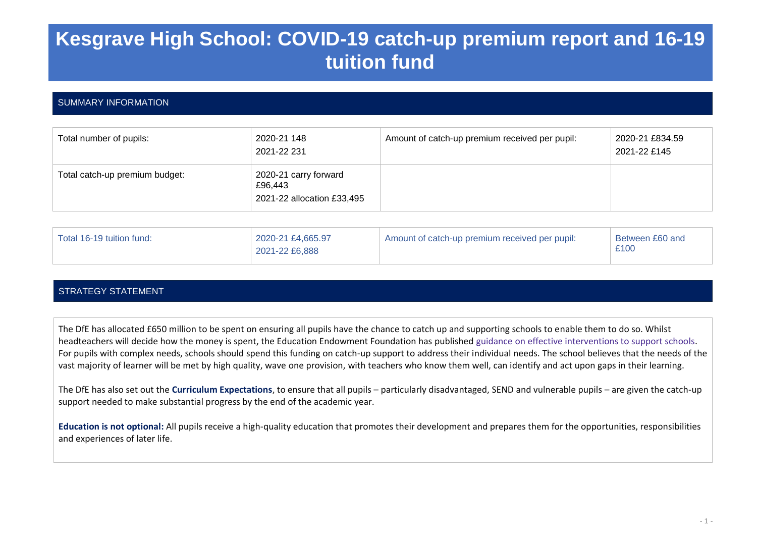# Kesgrave High School: COVID-19 catch-up premium report and 16-19 tuition fund

## SUMMARY INFORMATION

| | | | |
|---|---|---|---|
| Total number of pupils: | 2020-21 148<br>2021-22 231 | Amount of catch-up premium received per pupil: | 2020-21 £834.59<br>2021-22 £145 |
| Total catch-up premium budget: | 2020-21 carry forward £96,443<br>2021-22 allocation £33,495 | | |

| | | | |
|---|---|---|---|
| Total 16-19 tuition fund: | 2020-21 £4,665.97<br>2021-22 £6,888 | Amount of catch-up premium received per pupil: | Between £60 and £100 |

## STRATEGY STATEMENT

The DfE has allocated £650 million to be spent on ensuring all pupils have the chance to catch up and supporting schools to enable them to do so. Whilst headteachers will decide how the money is spent, the Education Endowment Foundation has published guidance on effective interventions to support schools. For pupils with complex needs, schools should spend this funding on catch-up support to address their individual needs. The school believes that the needs of the vast majority of learner will be met by high quality, wave one provision, with teachers who know them well, can identify and act upon gaps in their learning.

The DfE has also set out the **Curriculum Expectations**, to ensure that all pupils – particularly disadvantaged, SEND and vulnerable pupils – are given the catch-up support needed to make substantial progress by the end of the academic year.

**Education is not optional:** All pupils receive a high-quality education that promotes their development and prepares them for the opportunities, responsibilities and experiences of later life.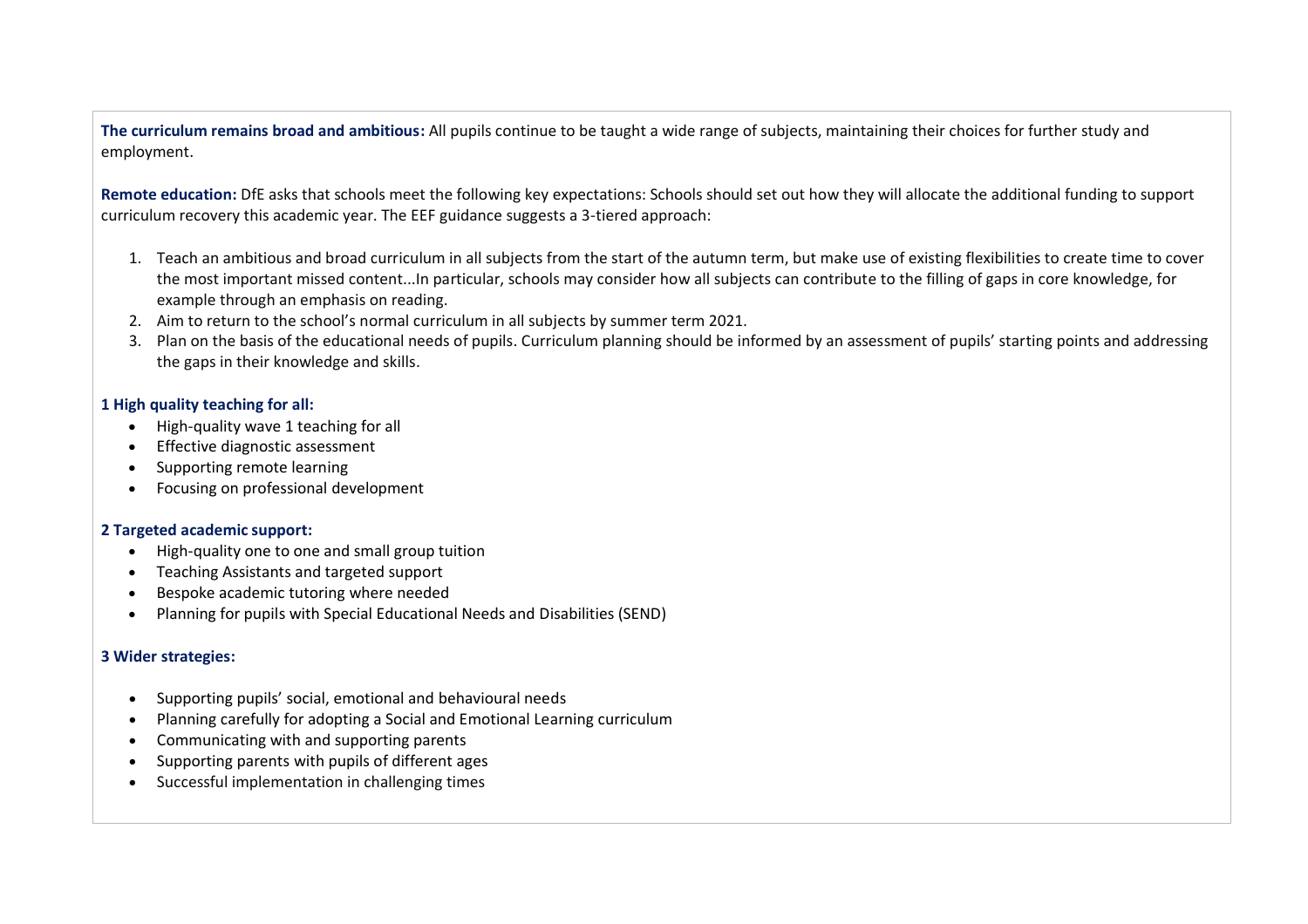**The curriculum remains broad and ambitious:** All pupils continue to be taught a wide range of subjects, maintaining their choices for further study and employment.

**Remote education:** DfE asks that schools meet the following key expectations: Schools should set out how they will allocate the additional funding to support curriculum recovery this academic year. The EEF guidance suggests a 3-tiered approach:

1. Teach an ambitious and broad curriculum in all subjects from the start of the autumn term, but make use of existing flexibilities to create time to cover the most important missed content...In particular, schools may consider how all subjects can contribute to the filling of gaps in core knowledge, for example through an emphasis on reading.
2. Aim to return to the school's normal curriculum in all subjects by summer term 2021.
3. Plan on the basis of the educational needs of pupils. Curriculum planning should be informed by an assessment of pupils' starting points and addressing the gaps in their knowledge and skills.

**1 High quality teaching for all:**

- High-quality wave 1 teaching for all
- Effective diagnostic assessment
- Supporting remote learning
- Focusing on professional development

**2 Targeted academic support:**

- High-quality one to one and small group tuition
- Teaching Assistants and targeted support
- Bespoke academic tutoring where needed
- Planning for pupils with Special Educational Needs and Disabilities (SEND)

**3 Wider strategies:**

- Supporting pupils' social, emotional and behavioural needs
- Planning carefully for adopting a Social and Emotional Learning curriculum
- Communicating with and supporting parents
- Supporting parents with pupils of different ages
- Successful implementation in challenging times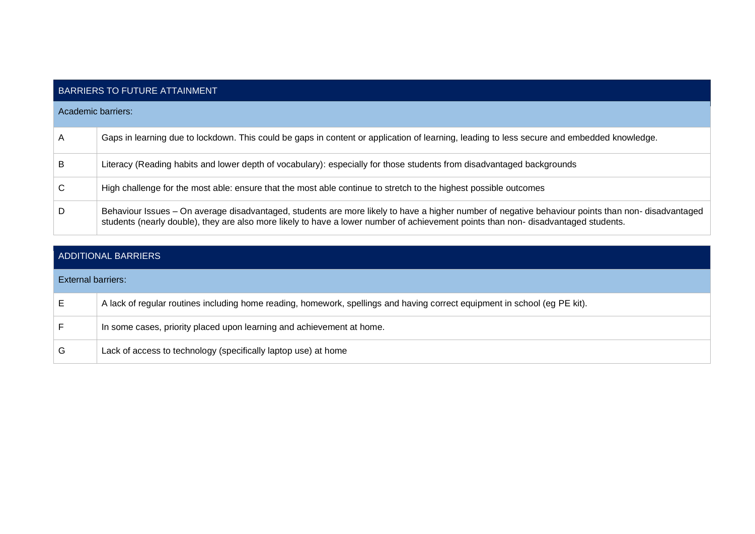| BARRIERS TO FUTURE ATTAINMENT | |
|---|---|
| **Academic barriers:** | |
| A | Gaps in learning due to lockdown. This could be gaps in content or application of learning, leading to less secure and embedded knowledge. |
| B | Literacy (Reading habits and lower depth of vocabulary): especially for those students from disadvantaged backgrounds |
| C | High challenge for the most able: ensure that the most able continue to stretch to the highest possible outcomes |
| D | Behaviour Issues – On average disadvantaged, students are more likely to have a higher number of negative behaviour points than non- disadvantaged students (nearly double), they are also more likely to have a lower number of achievement points than non- disadvantaged students. |

| ADDITIONAL BARRIERS | |
|---|---|
| **External barriers:** | |
| E | A lack of regular routines including home reading, homework, spellings and having correct equipment in school (eg PE kit). |
| F | In some cases, priority placed upon learning and achievement at home. |
| G | Lack of access to technology (specifically laptop use) at home |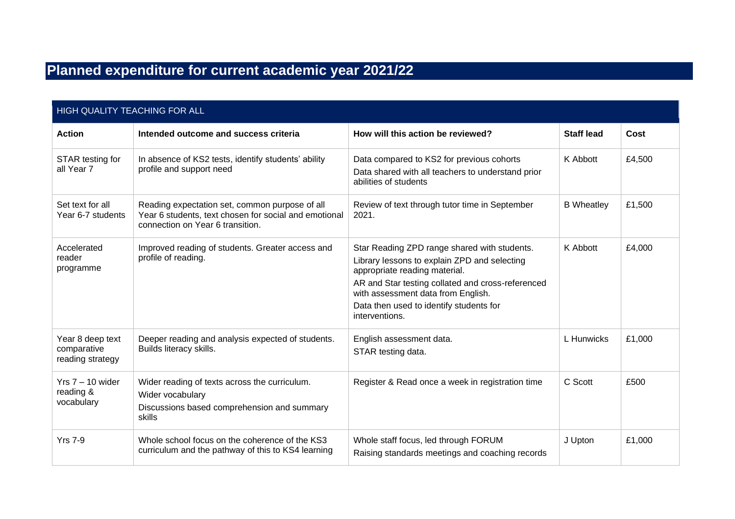# Planned expenditure for current academic year 2021/22

## HIGH QUALITY TEACHING FOR ALL

| Action | Intended outcome and success criteria | How will this action be reviewed? | Staff lead | Cost |
|---|---|---|---|---|
| STAR testing for all Year 7 | In absence of KS2 tests, identify students' ability profile and support need | Data compared to KS2 for previous cohorts<br>Data shared with all teachers to understand prior abilities of students | K Abbott | £4,500 |
| Set text for all Year 6-7 students | Reading expectation set, common purpose of all Year 6 students, text chosen for social and emotional connection on Year 6 transition. | Review of text through tutor time in September 2021. | B Wheatley | £1,500 |
| Accelerated reader programme | Improved reading of students. Greater access and profile of reading. | Star Reading ZPD range shared with students.<br>Library lessons to explain ZPD and selecting appropriate reading material.<br>AR and Star testing collated and cross-referenced with assessment data from English.<br>Data then used to identify students for interventions. | K Abbott | £4,000 |
| Year 8 deep text comparative reading strategy | Deeper reading and analysis expected of students. Builds literacy skills. | English assessment data.<br>STAR testing data. | L Hunwicks | £1,000 |
| Yrs 7 – 10 wider reading & vocabulary | Wider reading of texts across the curriculum.<br>Wider vocabulary<br>Discussions based comprehension and summary skills | Register & Read once a week in registration time | C Scott | £500 |
| Yrs 7-9 | Whole school focus on the coherence of the KS3 curriculum and the pathway of this to KS4 learning | Whole staff focus, led through FORUM<br>Raising standards meetings and coaching records | J Upton | £1,000 |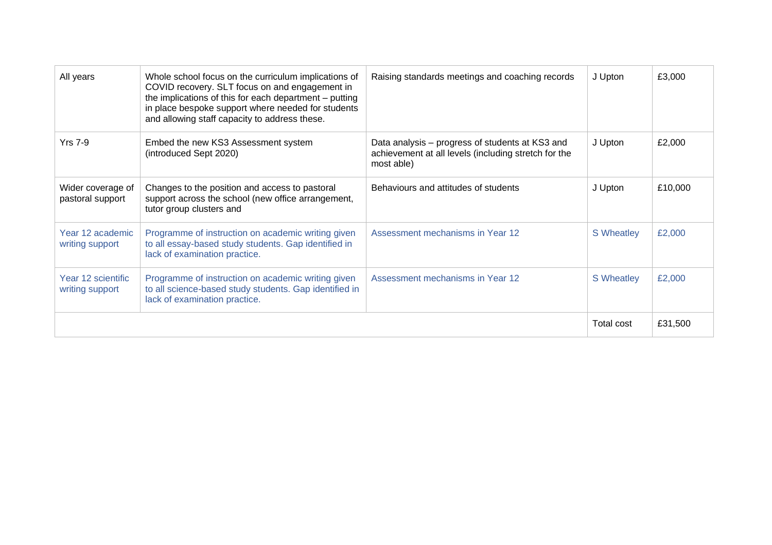| | | | | |
|---|---|---|---|---|
| All years | Whole school focus on the curriculum implications of COVID recovery. SLT focus on and engagement in the implications of this for each department – putting in place bespoke support where needed for students and allowing staff capacity to address these. | Raising standards meetings and coaching records | J Upton | £3,000 |
| Yrs 7-9 | Embed the new KS3 Assessment system (introduced Sept 2020) | Data analysis – progress of students at KS3 and achievement at all levels (including stretch for the most able) | J Upton | £2,000 |
| Wider coverage of pastoral support | Changes to the position and access to pastoral support across the school (new office arrangement, tutor group clusters and | Behaviours and attitudes of students | J Upton | £10,000 |
| Year 12 academic writing support | Programme of instruction on academic writing given to all essay-based study students. Gap identified in lack of examination practice. | Assessment mechanisms in Year 12 | S Wheatley | £2,000 |
| Year 12 scientific writing support | Programme of instruction on academic writing given to all science-based study students. Gap identified in lack of examination practice. | Assessment mechanisms in Year 12 | S Wheatley | £2,000 |
| | | | Total cost | £31,500 |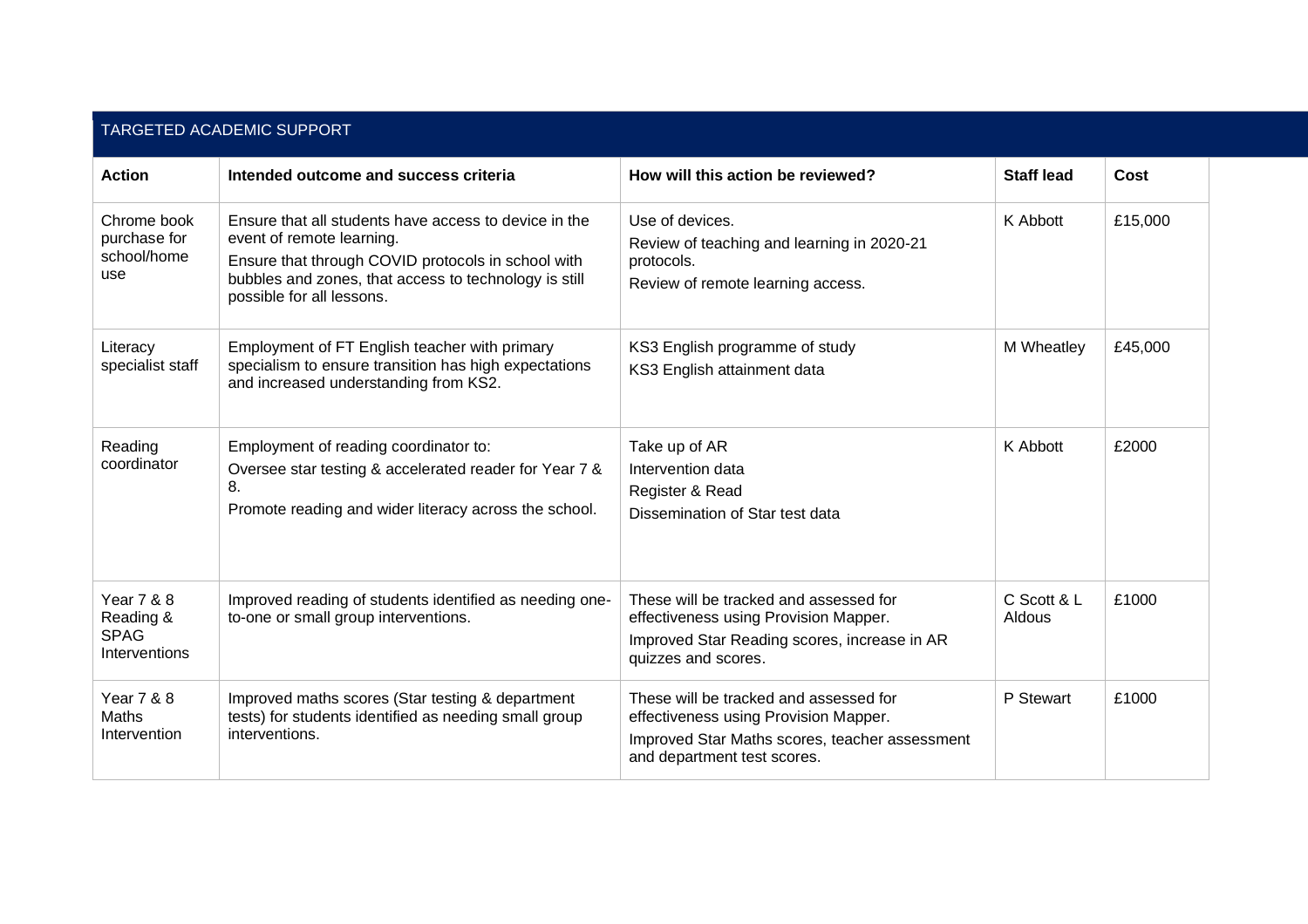## TARGETED ACADEMIC SUPPORT

| Action | Intended outcome and success criteria | How will this action be reviewed? | Staff lead | Cost |
|---|---|---|---|---|
| Chrome book purchase for school/home use | Ensure that all students have access to device in the event of remote learning.<br>Ensure that through COVID protocols in school with bubbles and zones, that access to technology is still possible for all lessons. | Use of devices.<br>Review of teaching and learning in 2020-21 protocols.<br>Review of remote learning access. | K Abbott | £15,000 |
| Literacy specialist staff | Employment of FT English teacher with primary specialism to ensure transition has high expectations and increased understanding from KS2. | KS3 English programme of study<br>KS3 English attainment data | M Wheatley | £45,000 |
| Reading coordinator | Employment of reading coordinator to:<br>Oversee star testing & accelerated reader for Year 7 & 8.<br>Promote reading and wider literacy across the school. | Take up of AR<br>Intervention data<br>Register & Read<br>Dissemination of Star test data | K Abbott | £2000 |
| Year 7 & 8 Reading & SPAG Interventions | Improved reading of students identified as needing one-to-one or small group interventions. | These will be tracked and assessed for effectiveness using Provision Mapper.<br>Improved Star Reading scores, increase in AR quizzes and scores. | C Scott & L Aldous | £1000 |
| Year 7 & 8 Maths Intervention | Improved maths scores (Star testing & department tests) for students identified as needing small group interventions. | These will be tracked and assessed for effectiveness using Provision Mapper.<br>Improved Star Maths scores, teacher assessment and department test scores. | P Stewart | £1000 |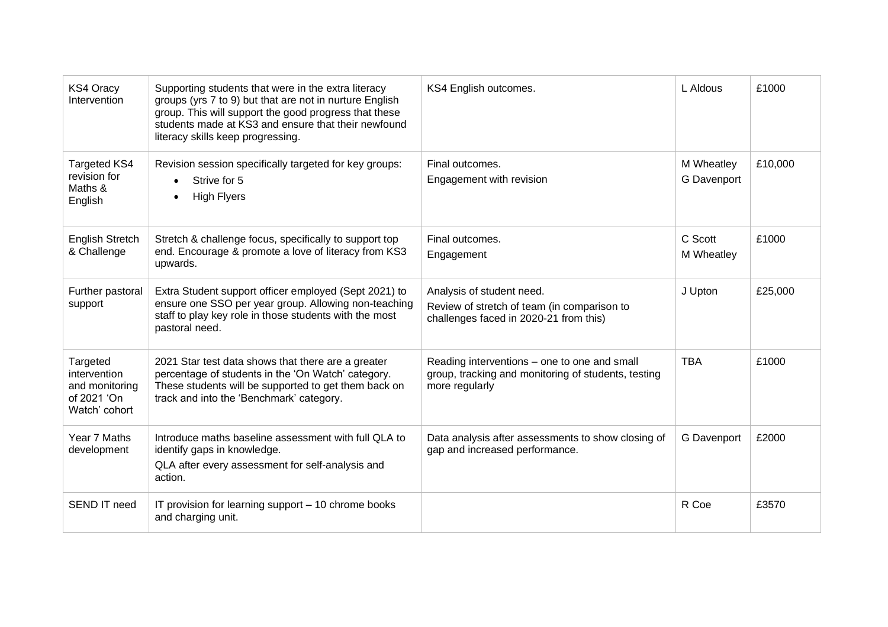| | | | | |
|---|---|---|---|---|
| KS4 Oracy Intervention | Supporting students that were in the extra literacy groups (yrs 7 to 9) but that are not in nurture English group. This will support the good progress that these students made at KS3 and ensure that their newfound literacy skills keep progressing. | KS4 English outcomes. | L Aldous | £1000 |
| Targeted KS4 revision for Maths & English | Revision session specifically targeted for key groups:<br>• Strive for 5<br>• High Flyers | Final outcomes.<br>Engagement with revision | M Wheatley<br>G Davenport | £10,000 |
| English Stretch & Challenge | Stretch & challenge focus, specifically to support top end. Encourage & promote a love of literacy from KS3 upwards. | Final outcomes.<br>Engagement | C Scott<br>M Wheatley | £1000 |
| Further pastoral support | Extra Student support officer employed (Sept 2021) to ensure one SSO per year group. Allowing non-teaching staff to play key role in those students with the most pastoral need. | Analysis of student need.<br>Review of stretch of team (in comparison to challenges faced in 2020-21 from this) | J Upton | £25,000 |
| Targeted intervention and monitoring of 2021 'On Watch' cohort | 2021 Star test data shows that there are a greater percentage of students in the 'On Watch' category. These students will be supported to get them back on track and into the 'Benchmark' category. | Reading interventions – one to one and small group, tracking and monitoring of students, testing more regularly | TBA | £1000 |
| Year 7 Maths development | Introduce maths baseline assessment with full QLA to identify gaps in knowledge.<br>QLA after every assessment for self-analysis and action. | Data analysis after assessments to show closing of gap and increased performance. | G Davenport | £2000 |
| SEND IT need | IT provision for learning support – 10 chrome books and charging unit. | | R Coe | £3570 |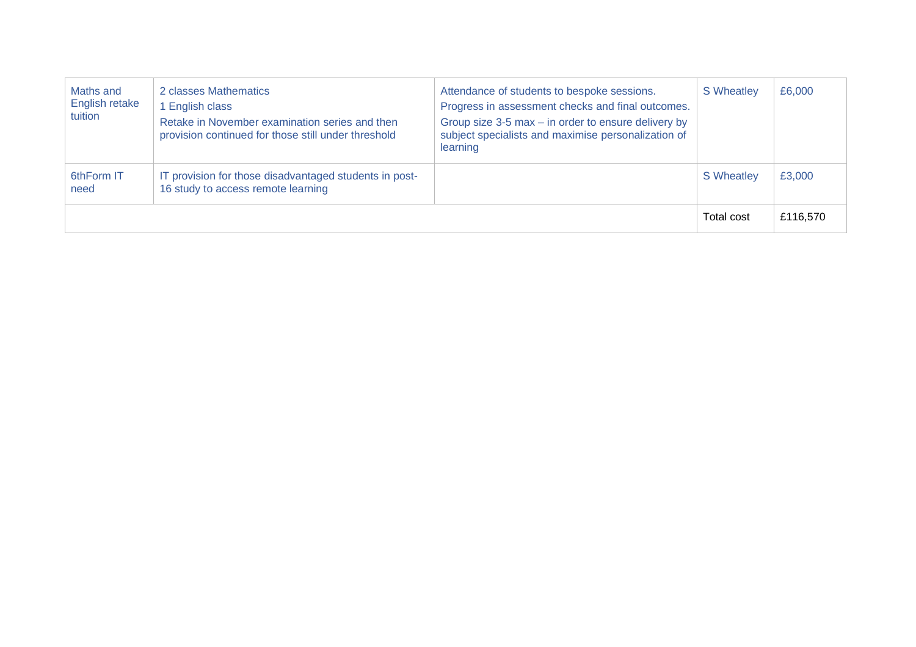| | | | | |
|---|---|---|---|---|
| Maths and English retake tuition | 2 classes Mathematics<br>1 English class<br>Retake in November examination series and then provision continued for those still under threshold | Attendance of students to bespoke sessions.<br>Progress in assessment checks and final outcomes.<br>Group size 3-5 max – in order to ensure delivery by subject specialists and maximise personalization of learning | S Wheatley | £6,000 |
| 6thForm IT need | IT provision for those disadvantaged students in post-16 study to access remote learning | | S Wheatley | £3,000 |
| | | | Total cost | £116,570 |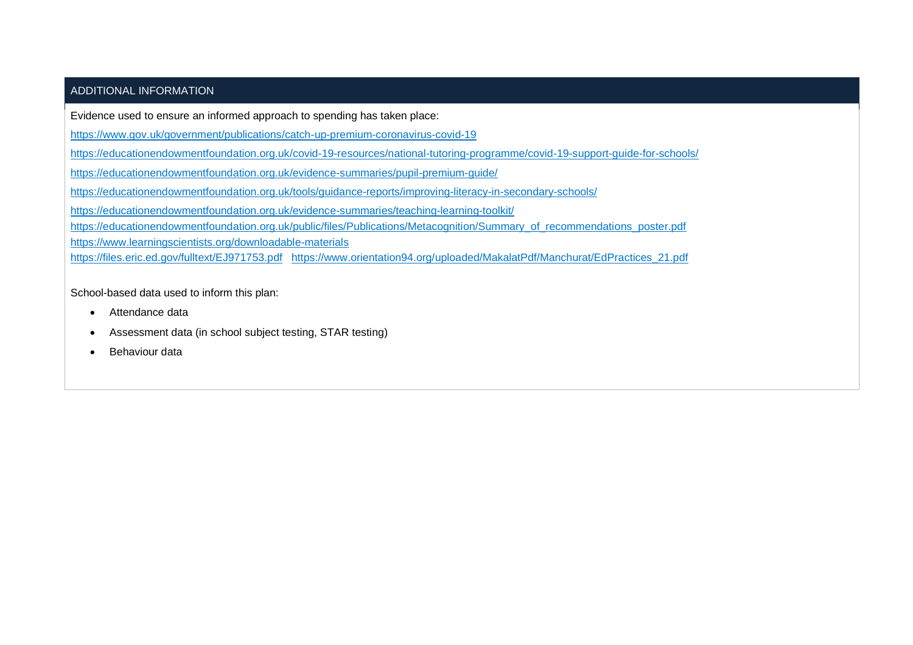## ADDITIONAL INFORMATION

Evidence used to ensure an informed approach to spending has taken place:

https://www.gov.uk/government/publications/catch-up-premium-coronavirus-covid-19

https://educationendowmentfoundation.org.uk/covid-19-resources/national-tutoring-programme/covid-19-support-guide-for-schools/

https://educationendowmentfoundation.org.uk/evidence-summaries/pupil-premium-guide/

https://educationendowmentfoundation.org.uk/tools/guidance-reports/improving-literacy-in-secondary-schools/

https://educationendowmentfoundation.org.uk/evidence-summaries/teaching-learning-toolkit/

https://educationendowmentfoundation.org.uk/public/files/Publications/Metacognition/Summary_of_recommendations_poster.pdf

https://www.learningscientists.org/downloadable-materials

https://files.eric.ed.gov/fulltext/EJ971753.pdf https://www.orientation94.org/uploaded/MakalatPdf/Manchurat/EdPractices_21.pdf

School-based data used to inform this plan:

- Attendance data
- Assessment data (in school subject testing, STAR testing)
- Behaviour data